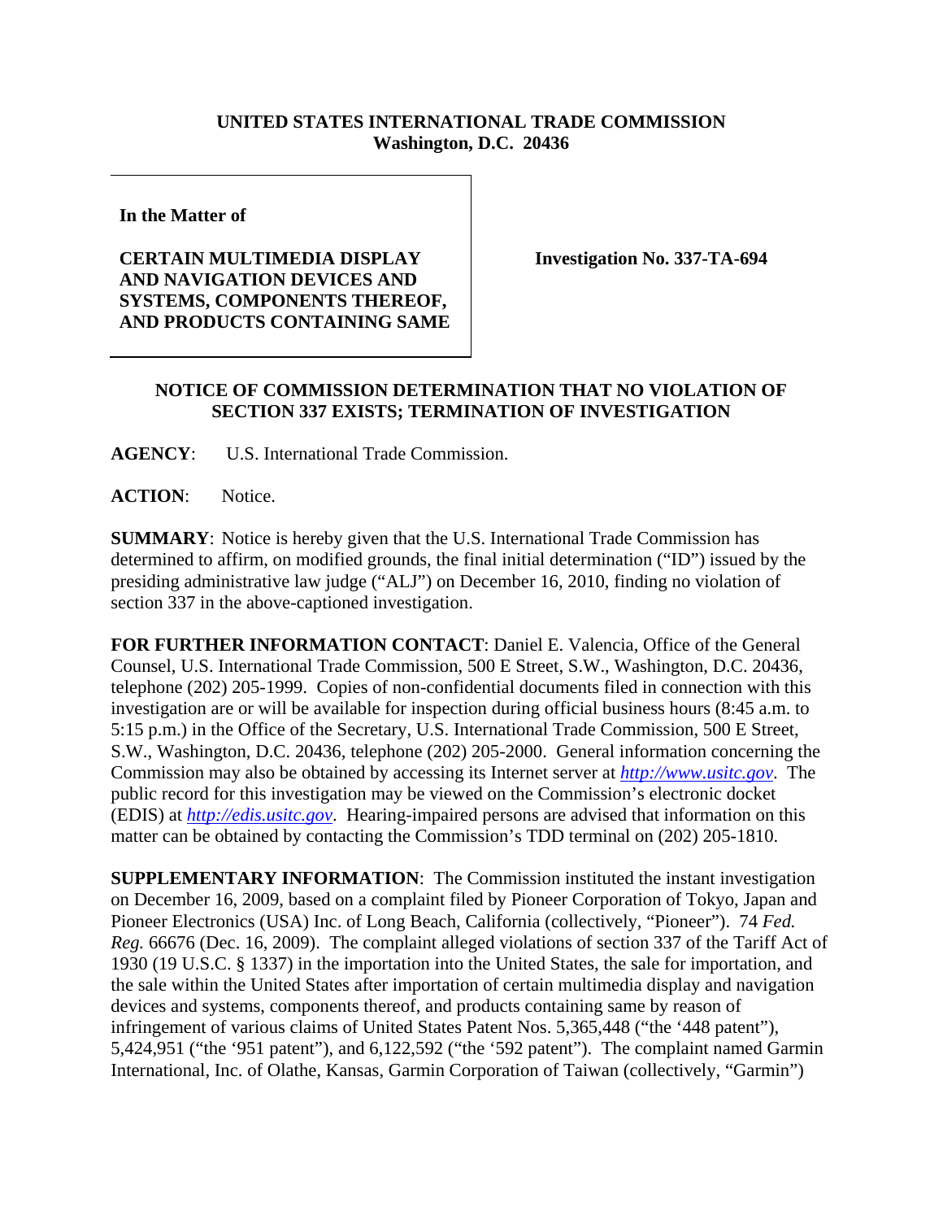**UNITED STATES INTERNATIONAL TRADE COMMISSION**
**Washington, D.C. 20436**

| | |
|---|---|
| **In the Matter of**<br><br>**CERTAIN MULTIMEDIA DISPLAY AND NAVIGATION DEVICES AND SYSTEMS, COMPONENTS THEREOF, AND PRODUCTS CONTAINING SAME** | **Investigation No. 337-TA-694** |

**NOTICE OF COMMISSION DETERMINATION THAT NO VIOLATION OF SECTION 337 EXISTS; TERMINATION OF INVESTIGATION**

**AGENCY**: U.S. International Trade Commission.

**ACTION**: Notice.

**SUMMARY**: Notice is hereby given that the U.S. International Trade Commission has determined to affirm, on modified grounds, the final initial determination ("ID") issued by the presiding administrative law judge ("ALJ") on December 16, 2010, finding no violation of section 337 in the above-captioned investigation.

**FOR FURTHER INFORMATION CONTACT**: Daniel E. Valencia, Office of the General Counsel, U.S. International Trade Commission, 500 E Street, S.W., Washington, D.C. 20436, telephone (202) 205-1999. Copies of non-confidential documents filed in connection with this investigation are or will be available for inspection during official business hours (8:45 a.m. to 5:15 p.m.) in the Office of the Secretary, U.S. International Trade Commission, 500 E Street, S.W., Washington, D.C. 20436, telephone (202) 205-2000. General information concerning the Commission may also be obtained by accessing its Internet server at *http://www.usitc.gov*. The public record for this investigation may be viewed on the Commission's electronic docket (EDIS) at *http://edis.usitc.gov*. Hearing-impaired persons are advised that information on this matter can be obtained by contacting the Commission's TDD terminal on (202) 205-1810.

**SUPPLEMENTARY INFORMATION**: The Commission instituted the instant investigation on December 16, 2009, based on a complaint filed by Pioneer Corporation of Tokyo, Japan and Pioneer Electronics (USA) Inc. of Long Beach, California (collectively, "Pioneer"). 74 *Fed. Reg.* 66676 (Dec. 16, 2009). The complaint alleged violations of section 337 of the Tariff Act of 1930 (19 U.S.C. § 1337) in the importation into the United States, the sale for importation, and the sale within the United States after importation of certain multimedia display and navigation devices and systems, components thereof, and products containing same by reason of infringement of various claims of United States Patent Nos. 5,365,448 ("the '448 patent"), 5,424,951 ("the '951 patent"), and 6,122,592 ("the '592 patent"). The complaint named Garmin International, Inc. of Olathe, Kansas, Garmin Corporation of Taiwan (collectively, "Garmin")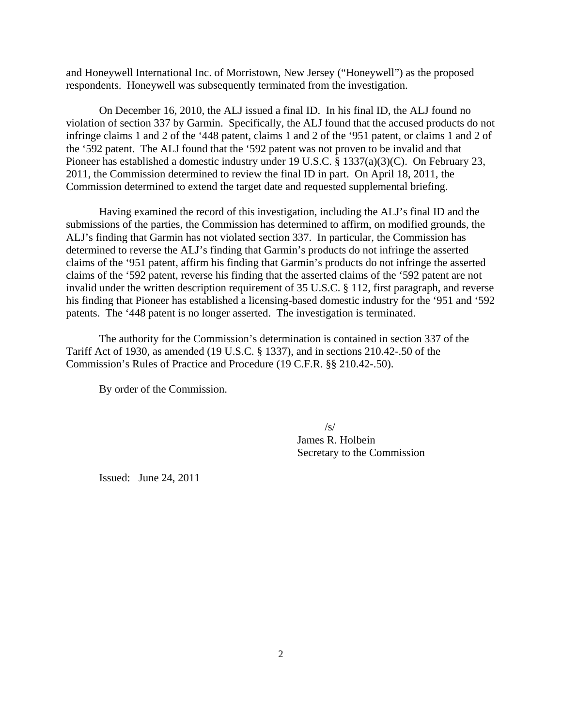and Honeywell International Inc. of Morristown, New Jersey ("Honeywell") as the proposed respondents. Honeywell was subsequently terminated from the investigation.

On December 16, 2010, the ALJ issued a final ID. In his final ID, the ALJ found no violation of section 337 by Garmin. Specifically, the ALJ found that the accused products do not infringe claims 1 and 2 of the '448 patent, claims 1 and 2 of the '951 patent, or claims 1 and 2 of the '592 patent. The ALJ found that the '592 patent was not proven to be invalid and that Pioneer has established a domestic industry under 19 U.S.C. § 1337(a)(3)(C). On February 23, 2011, the Commission determined to review the final ID in part. On April 18, 2011, the Commission determined to extend the target date and requested supplemental briefing.

Having examined the record of this investigation, including the ALJ's final ID and the submissions of the parties, the Commission has determined to affirm, on modified grounds, the ALJ's finding that Garmin has not violated section 337. In particular, the Commission has determined to reverse the ALJ's finding that Garmin's products do not infringe the asserted claims of the '951 patent, affirm his finding that Garmin's products do not infringe the asserted claims of the '592 patent, reverse his finding that the asserted claims of the '592 patent are not invalid under the written description requirement of 35 U.S.C. § 112, first paragraph, and reverse his finding that Pioneer has established a licensing-based domestic industry for the '951 and '592 patents. The '448 patent is no longer asserted. The investigation is terminated.

The authority for the Commission's determination is contained in section 337 of the Tariff Act of 1930, as amended (19 U.S.C. § 1337), and in sections 210.42-.50 of the Commission's Rules of Practice and Procedure (19 C.F.R. §§ 210.42-.50).

By order of the Commission.

/s/
James R. Holbein
Secretary to the Commission

Issued: June 24, 2011